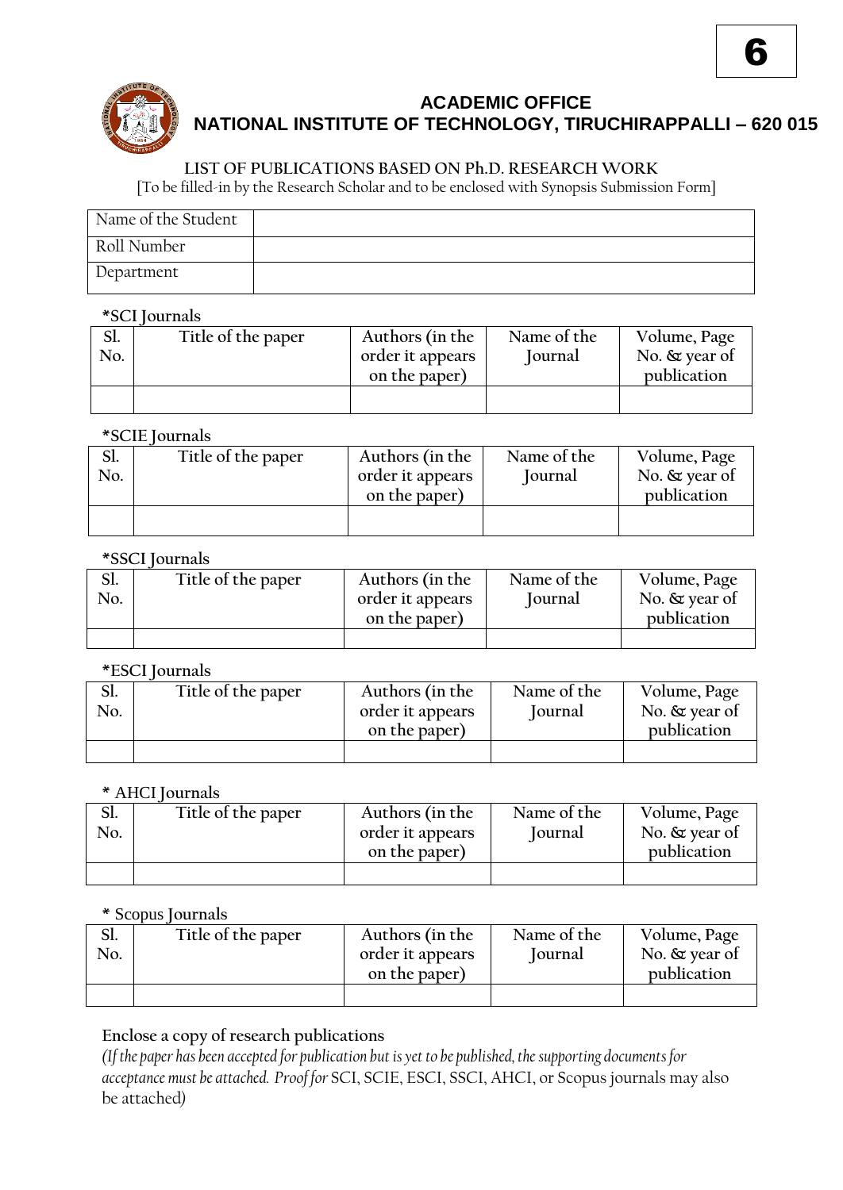6

# ACADEMIC OFFICE
# NATIONAL INSTITUTE OF TECHNOLOGY, TIRUCHIRAPPALLI – 620 015

## LIST OF PUBLICATIONS BASED ON Ph.D. RESEARCH WORK

[To be filled-in by the Research Scholar and to be enclosed with Synopsis Submission Form]

| Name of the Student | |
|---|---|
| Roll Number | |
| Department | |

*SCI Journals

| Sl. No. | Title of the paper | Authors (in the order it appears on the paper) | Name of the Journal | Volume, Page No. & year of publication |
|---|---|---|---|---|
| | | | | |

*SCIE Journals

| Sl. No. | Title of the paper | Authors (in the order it appears on the paper) | Name of the Journal | Volume, Page No. & year of publication |
|---|---|---|---|---|
| | | | | |

*SSCI Journals

| Sl. No. | Title of the paper | Authors (in the order it appears on the paper) | Name of the Journal | Volume, Page No. & year of publication |
|---|---|---|---|---|
| | | | | |

*ESCI Journals

| Sl. No. | Title of the paper | Authors (in the order it appears on the paper) | Name of the Journal | Volume, Page No. & year of publication |
|---|---|---|---|---|
| | | | | |

* AHCI Journals

| Sl. No. | Title of the paper | Authors (in the order it appears on the paper) | Name of the Journal | Volume, Page No. & year of publication |
|---|---|---|---|---|
| | | | | |

* Scopus Journals

| Sl. No. | Title of the paper | Authors (in the order it appears on the paper) | Name of the Journal | Volume, Page No. & year of publication |
|---|---|---|---|---|
| | | | | |

Enclose a copy of research publications

*(If the paper has been accepted for publication but is yet to be published, the supporting documents for acceptance must be attached. Proof for* SCI, SCIE, ESCI, SSCI, AHCI, or Scopus journals may also be attached)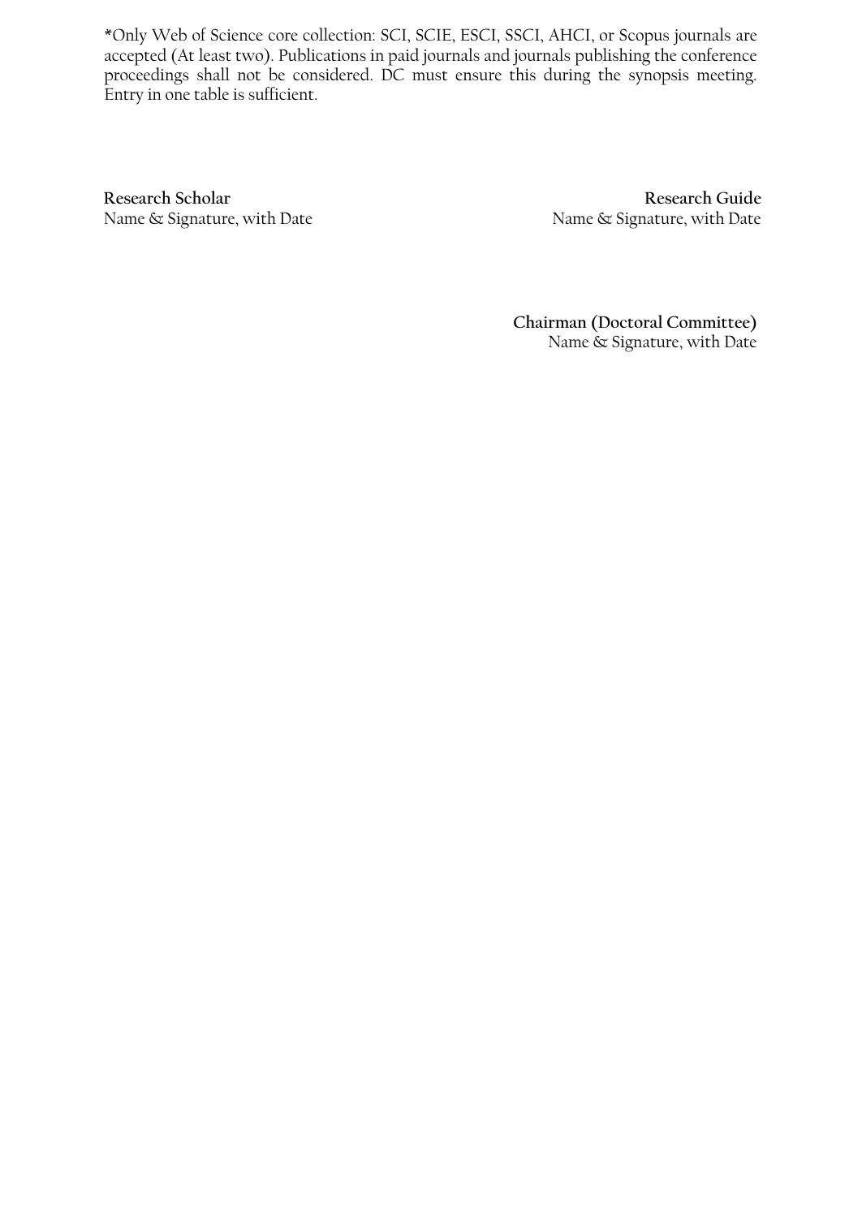*Only Web of Science core collection: SCI, SCIE, ESCI, SSCI, AHCI, or Scopus journals are accepted (At least two). Publications in paid journals and journals publishing the conference proceedings shall not be considered. DC must ensure this during the synopsis meeting. Entry in one table is sufficient.

**Research Scholar**
Name & Signature, with Date

**Research Guide**
Name & Signature, with Date

**Chairman (Doctoral Committee)**
Name & Signature, with Date